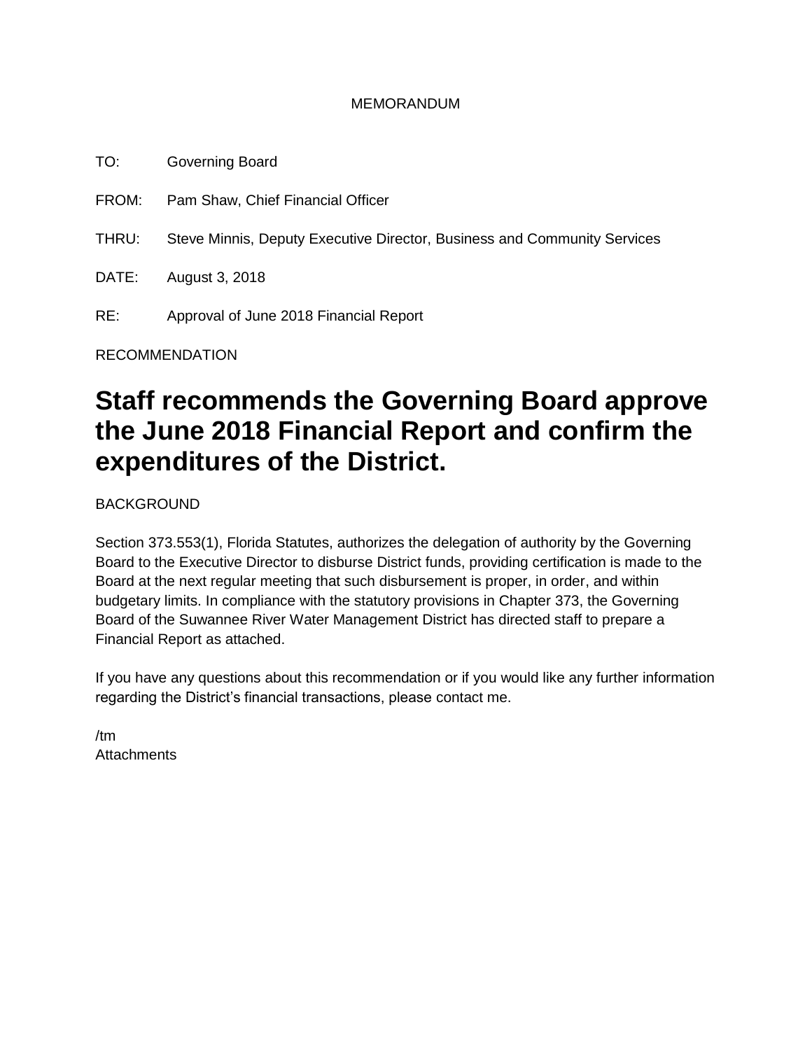MEMORANDUM

TO: Governing Board

FROM: Pam Shaw, Chief Financial Officer

THRU: Steve Minnis, Deputy Executive Director, Business and Community Services

DATE: August 3, 2018

RE: Approval of June 2018 Financial Report

RECOMMENDATION

# Staff recommends the Governing Board approve the June 2018 Financial Report and confirm the expenditures of the District.

BACKGROUND

Section 373.553(1), Florida Statutes, authorizes the delegation of authority by the Governing Board to the Executive Director to disburse District funds, providing certification is made to the Board at the next regular meeting that such disbursement is proper, in order, and within budgetary limits. In compliance with the statutory provisions in Chapter 373, the Governing Board of the Suwannee River Water Management District has directed staff to prepare a Financial Report as attached.

If you have any questions about this recommendation or if you would like any further information regarding the District's financial transactions, please contact me.

/tm
Attachments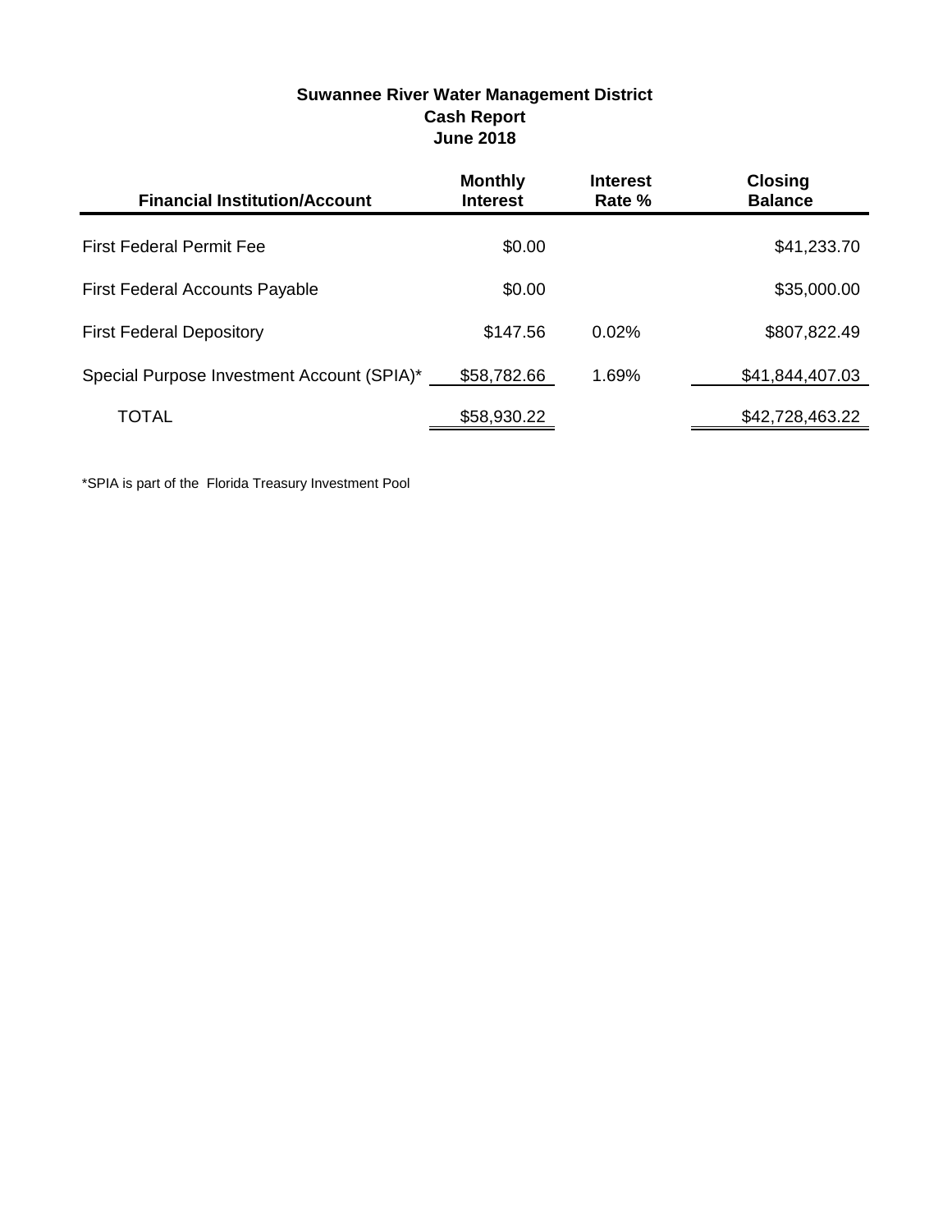**Suwannee River Water Management District**
**Cash Report**
**June 2018**

| Financial Institution/Account | Monthly Interest | Interest Rate % | Closing Balance |
|---|---|---|---|
| First Federal Permit Fee | $0.00 | | $41,233.70 |
| First Federal Accounts Payable | $0.00 | | $35,000.00 |
| First Federal Depository | $147.56 | 0.02% | $807,822.49 |
| Special Purpose Investment Account (SPIA)* | $58,782.66 | 1.69% | $41,844,407.03 |
| TOTAL | $58,930.22 | | $42,728,463.22 |

*SPIA is part of the Florida Treasury Investment Pool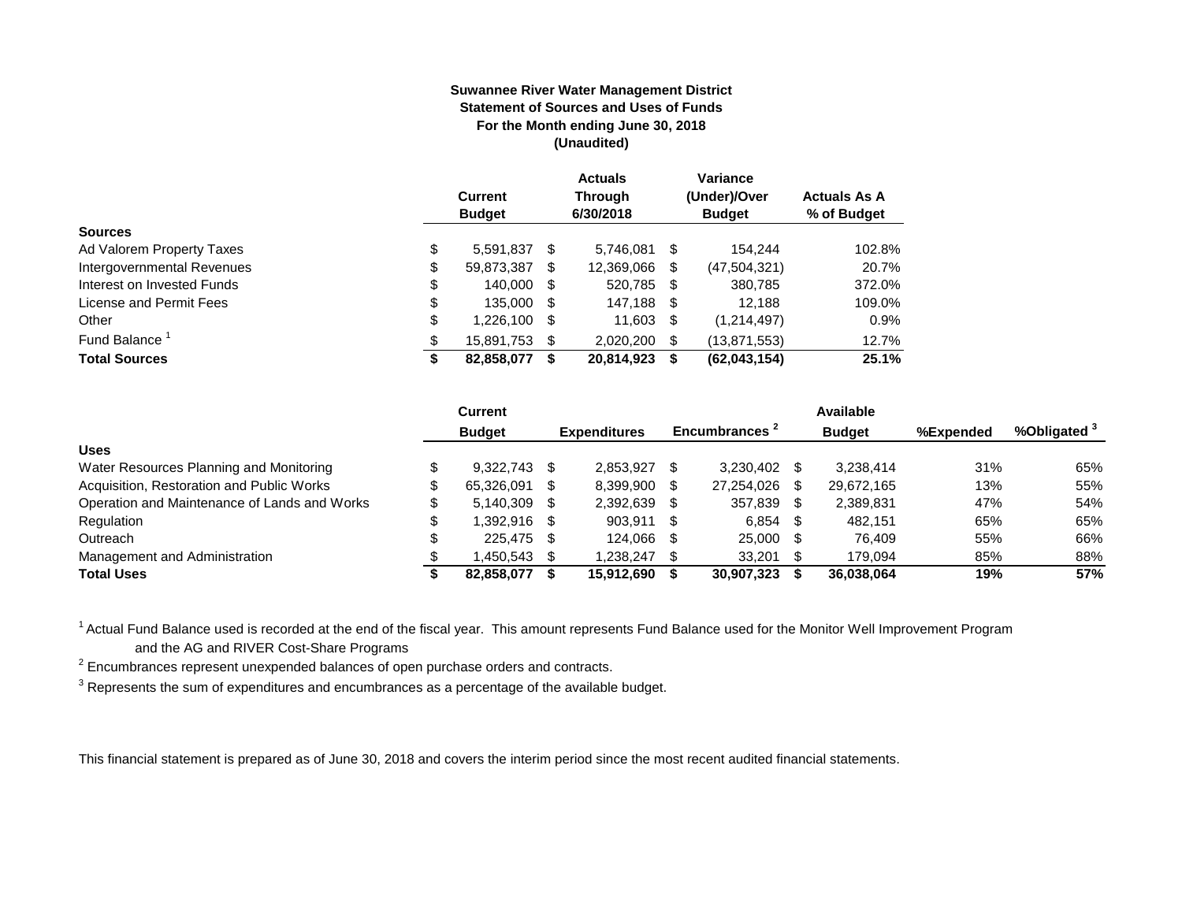**Suwannee River Water Management District**
**Statement of Sources and Uses of Funds**
**For the Month ending June 30, 2018**
**(Unaudited)**

| | Current Budget | Actuals Through 6/30/2018 | Variance (Under)/Over Budget | Actuals As A % of Budget |
|---|---|---|---|---|
| **Sources** | | | | |
| Ad Valorem Property Taxes | $ 5,591,837 | $ 5,746,081 | $ 154,244 | 102.8% |
| Intergovernmental Revenues | $ 59,873,387 | $ 12,369,066 | $ (47,504,321) | 20.7% |
| Interest on Invested Funds | $ 140,000 | $ 520,785 | $ 380,785 | 372.0% |
| License and Permit Fees | $ 135,000 | $ 147,188 | $ 12,188 | 109.0% |
| Other | $ 1,226,100 | $ 11,603 | $ (1,214,497) | 0.9% |
| Fund Balance [1] | $ 15,891,753 | $ 2,020,200 | $ (13,871,553) | 12.7% |
| **Total Sources** | **$ 82,858,077** | **$ 20,814,923** | **$ (62,043,154)** | **25.1%** |

| | Current Budget | Expenditures | Encumbrances [2] | Available Budget | %Expended | %Obligated [3] |
|---|---|---|---|---|---|---|
| **Uses** | | | | | | |
| Water Resources Planning and Monitoring | $ 9,322,743 | $ 2,853,927 | $ 3,230,402 | $ 3,238,414 | 31% | 65% |
| Acquisition, Restoration and Public Works | $ 65,326,091 | $ 8,399,900 | $ 27,254,026 | $ 29,672,165 | 13% | 55% |
| Operation and Maintenance of Lands and Works | $ 5,140,309 | $ 2,392,639 | $ 357,839 | $ 2,389,831 | 47% | 54% |
| Regulation | $ 1,392,916 | $ 903,911 | $ 6,854 | $ 482,151 | 65% | 65% |
| Outreach | $ 225,475 | $ 124,066 | $ 25,000 | $ 76,409 | 55% | 66% |
| Management and Administration | $ 1,450,543 | $ 1,238,247 | $ 33,201 | $ 179,094 | 85% | 88% |
| **Total Uses** | **$ 82,858,077** | **$ 15,912,690** | **$ 30,907,323** | **$ 36,038,064** | **19%** | **57%** |

[1] Actual Fund Balance used is recorded at the end of the fiscal year. This amount represents Fund Balance used for the Monitor Well Improvement Program and the AG and RIVER Cost-Share Programs

[2] Encumbrances represent unexpended balances of open purchase orders and contracts.

[3] Represents the sum of expenditures and encumbrances as a percentage of the available budget.

This financial statement is prepared as of June 30, 2018 and covers the interim period since the most recent audited financial statements.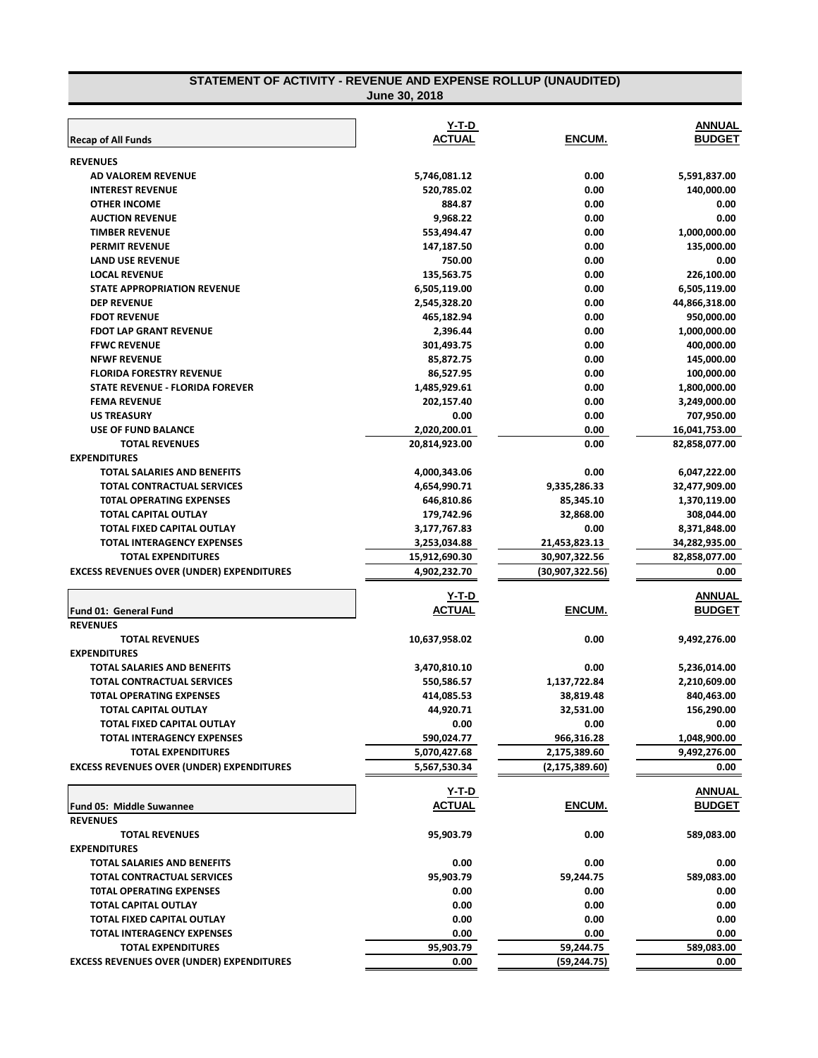## STATEMENT OF ACTIVITY - REVENUE AND EXPENSE ROLLUP (UNAUDITED)

**June 30, 2018**

| Recap of All Funds | Y-T-D ACTUAL | ENCUM. | ANNUAL BUDGET |
|---|---|---|---|
| **REVENUES** | | | |
| AD VALOREM REVENUE | 5,746,081.12 | 0.00 | 5,591,837.00 |
| INTEREST REVENUE | 520,785.02 | 0.00 | 140,000.00 |
| OTHER INCOME | 884.87 | 0.00 | 0.00 |
| AUCTION REVENUE | 9,968.22 | 0.00 | 0.00 |
| TIMBER REVENUE | 553,494.47 | 0.00 | 1,000,000.00 |
| PERMIT REVENUE | 147,187.50 | 0.00 | 135,000.00 |
| LAND USE REVENUE | 750.00 | 0.00 | 0.00 |
| LOCAL REVENUE | 135,563.75 | 0.00 | 226,100.00 |
| STATE APPROPRIATION REVENUE | 6,505,119.00 | 0.00 | 6,505,119.00 |
| DEP REVENUE | 2,545,328.20 | 0.00 | 44,866,318.00 |
| FDOT REVENUE | 465,182.94 | 0.00 | 950,000.00 |
| FDOT LAP GRANT REVENUE | 2,396.44 | 0.00 | 1,000,000.00 |
| FFWC REVENUE | 301,493.75 | 0.00 | 400,000.00 |
| NFWF REVENUE | 85,872.75 | 0.00 | 145,000.00 |
| FLORIDA FORESTRY REVENUE | 86,527.95 | 0.00 | 100,000.00 |
| STATE REVENUE - FLORIDA FOREVER | 1,485,929.61 | 0.00 | 1,800,000.00 |
| FEMA REVENUE | 202,157.40 | 0.00 | 3,249,000.00 |
| US TREASURY | 0.00 | 0.00 | 707,950.00 |
| USE OF FUND BALANCE | 2,020,200.01 | 0.00 | 16,041,753.00 |
| TOTAL REVENUES | 20,814,923.00 | 0.00 | 82,858,077.00 |
| **EXPENDITURES** | | | |
| TOTAL SALARIES AND BENEFITS | 4,000,343.06 | 0.00 | 6,047,222.00 |
| TOTAL CONTRACTUAL SERVICES | 4,654,990.71 | 9,335,286.33 | 32,477,909.00 |
| TOTAL OPERATING EXPENSES | 646,810.86 | 85,345.10 | 1,370,119.00 |
| TOTAL CAPITAL OUTLAY | 179,742.96 | 32,868.00 | 308,044.00 |
| TOTAL FIXED CAPITAL OUTLAY | 3,177,767.83 | 0.00 | 8,371,848.00 |
| TOTAL INTERAGENCY EXPENSES | 3,253,034.88 | 21,453,823.13 | 34,282,935.00 |
| TOTAL EXPENDITURES | 15,912,690.30 | 30,907,322.56 | 82,858,077.00 |
| EXCESS REVENUES OVER (UNDER) EXPENDITURES | 4,902,232.70 | (30,907,322.56) | 0.00 |

| Fund 01: General Fund | Y-T-D ACTUAL | ENCUM. | ANNUAL BUDGET |
|---|---|---|---|
| **REVENUES** | | | |
| TOTAL REVENUES | 10,637,958.02 | 0.00 | 9,492,276.00 |
| **EXPENDITURES** | | | |
| TOTAL SALARIES AND BENEFITS | 3,470,810.10 | 0.00 | 5,236,014.00 |
| TOTAL CONTRACTUAL SERVICES | 550,586.57 | 1,137,722.84 | 2,210,609.00 |
| TOTAL OPERATING EXPENSES | 414,085.53 | 38,819.48 | 840,463.00 |
| TOTAL CAPITAL OUTLAY | 44,920.71 | 32,531.00 | 156,290.00 |
| TOTAL FIXED CAPITAL OUTLAY | 0.00 | 0.00 | 0.00 |
| TOTAL INTERAGENCY EXPENSES | 590,024.77 | 966,316.28 | 1,048,900.00 |
| TOTAL EXPENDITURES | 5,070,427.68 | 2,175,389.60 | 9,492,276.00 |
| EXCESS REVENUES OVER (UNDER) EXPENDITURES | 5,567,530.34 | (2,175,389.60) | 0.00 |

| Fund 05: Middle Suwannee | Y-T-D ACTUAL | ENCUM. | ANNUAL BUDGET |
|---|---|---|---|
| **REVENUES** | | | |
| TOTAL REVENUES | 95,903.79 | 0.00 | 589,083.00 |
| **EXPENDITURES** | | | |
| TOTAL SALARIES AND BENEFITS | 0.00 | 0.00 | 0.00 |
| TOTAL CONTRACTUAL SERVICES | 95,903.79 | 59,244.75 | 589,083.00 |
| TOTAL OPERATING EXPENSES | 0.00 | 0.00 | 0.00 |
| TOTAL CAPITAL OUTLAY | 0.00 | 0.00 | 0.00 |
| TOTAL FIXED CAPITAL OUTLAY | 0.00 | 0.00 | 0.00 |
| TOTAL INTERAGENCY EXPENSES | 0.00 | 0.00 | 0.00 |
| TOTAL EXPENDITURES | 95,903.79 | 59,244.75 | 589,083.00 |
| EXCESS REVENUES OVER (UNDER) EXPENDITURES | 0.00 | (59,244.75) | 0.00 |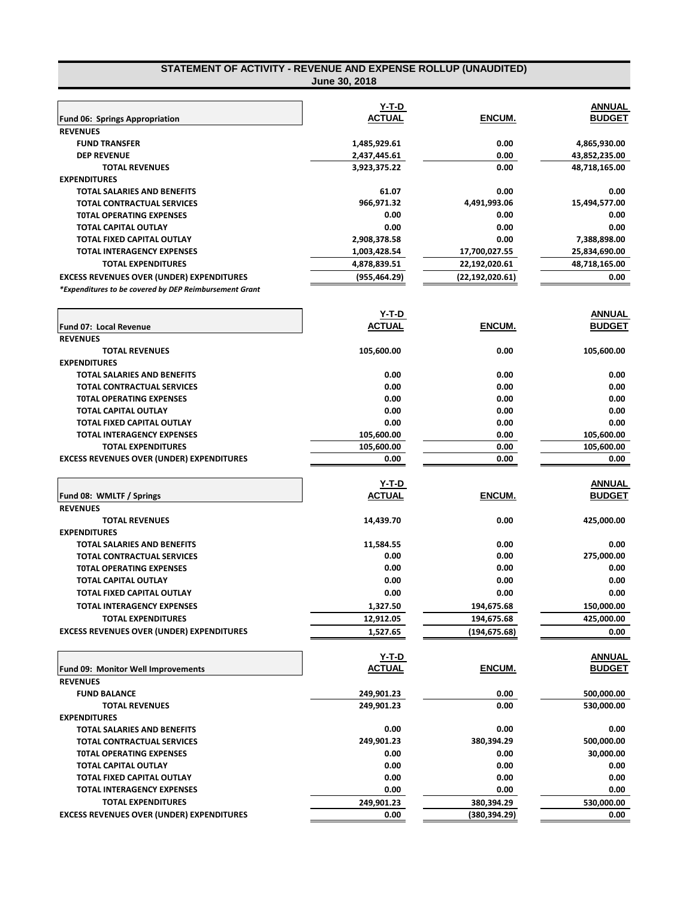## STATEMENT OF ACTIVITY - REVENUE AND EXPENSE ROLLUP (UNAUDITED)
**June 30, 2018**

| Fund 06: Springs Appropriation | Y-T-D ACTUAL | ENCUM. | ANNUAL BUDGET |
|---|---|---|---|
| **REVENUES** | | | |
| FUND TRANSFER | 1,485,929.61 | 0.00 | 4,865,930.00 |
| DEP REVENUE | 2,437,445.61 | 0.00 | 43,852,235.00 |
| TOTAL REVENUES | 3,923,375.22 | 0.00 | 48,718,165.00 |
| **EXPENDITURES** | | | |
| TOTAL SALARIES AND BENEFITS | 61.07 | 0.00 | 0.00 |
| TOTAL CONTRACTUAL SERVICES | 966,971.32 | 4,491,993.06 | 15,494,577.00 |
| TOTAL OPERATING EXPENSES | 0.00 | 0.00 | 0.00 |
| TOTAL CAPITAL OUTLAY | 0.00 | 0.00 | 0.00 |
| TOTAL FIXED CAPITAL OUTLAY | 2,908,378.58 | 0.00 | 7,388,898.00 |
| TOTAL INTERAGENCY EXPENSES | 1,003,428.54 | 17,700,027.55 | 25,834,690.00 |
| TOTAL EXPENDITURES | 4,878,839.51 | 22,192,020.61 | 48,718,165.00 |
| EXCESS REVENUES OVER (UNDER) EXPENDITURES | (955,464.29) | (22,192,020.61) | 0.00 |

*\*Expenditures to be covered by DEP Reimbursement Grant*

| Fund 07: Local Revenue | Y-T-D ACTUAL | ENCUM. | ANNUAL BUDGET |
|---|---|---|---|
| **REVENUES** | | | |
| TOTAL REVENUES | 105,600.00 | 0.00 | 105,600.00 |
| **EXPENDITURES** | | | |
| TOTAL SALARIES AND BENEFITS | 0.00 | 0.00 | 0.00 |
| TOTAL CONTRACTUAL SERVICES | 0.00 | 0.00 | 0.00 |
| TOTAL OPERATING EXPENSES | 0.00 | 0.00 | 0.00 |
| TOTAL CAPITAL OUTLAY | 0.00 | 0.00 | 0.00 |
| TOTAL FIXED CAPITAL OUTLAY | 0.00 | 0.00 | 0.00 |
| TOTAL INTERAGENCY EXPENSES | 105,600.00 | 0.00 | 105,600.00 |
| TOTAL EXPENDITURES | 105,600.00 | 0.00 | 105,600.00 |
| EXCESS REVENUES OVER (UNDER) EXPENDITURES | 0.00 | 0.00 | 0.00 |

| Fund 08: WMLTF / Springs | Y-T-D ACTUAL | ENCUM. | ANNUAL BUDGET |
|---|---|---|---|
| **REVENUES** | | | |
| TOTAL REVENUES | 14,439.70 | 0.00 | 425,000.00 |
| **EXPENDITURES** | | | |
| TOTAL SALARIES AND BENEFITS | 11,584.55 | 0.00 | 0.00 |
| TOTAL CONTRACTUAL SERVICES | 0.00 | 0.00 | 275,000.00 |
| TOTAL OPERATING EXPENSES | 0.00 | 0.00 | 0.00 |
| TOTAL CAPITAL OUTLAY | 0.00 | 0.00 | 0.00 |
| TOTAL FIXED CAPITAL OUTLAY | 0.00 | 0.00 | 0.00 |
| TOTAL INTERAGENCY EXPENSES | 1,327.50 | 194,675.68 | 150,000.00 |
| TOTAL EXPENDITURES | 12,912.05 | 194,675.68 | 425,000.00 |
| EXCESS REVENUES OVER (UNDER) EXPENDITURES | 1,527.65 | (194,675.68) | 0.00 |

| Fund 09: Monitor Well Improvements | Y-T-D ACTUAL | ENCUM. | ANNUAL BUDGET |
|---|---|---|---|
| **REVENUES** | | | |
| FUND BALANCE | 249,901.23 | 0.00 | 500,000.00 |
| TOTAL REVENUES | 249,901.23 | 0.00 | 530,000.00 |
| **EXPENDITURES** | | | |
| TOTAL SALARIES AND BENEFITS | 0.00 | 0.00 | 0.00 |
| TOTAL CONTRACTUAL SERVICES | 249,901.23 | 380,394.29 | 500,000.00 |
| TOTAL OPERATING EXPENSES | 0.00 | 0.00 | 30,000.00 |
| TOTAL CAPITAL OUTLAY | 0.00 | 0.00 | 0.00 |
| TOTAL FIXED CAPITAL OUTLAY | 0.00 | 0.00 | 0.00 |
| TOTAL INTERAGENCY EXPENSES | 0.00 | 0.00 | 0.00 |
| TOTAL EXPENDITURES | 249,901.23 | 380,394.29 | 530,000.00 |
| EXCESS REVENUES OVER (UNDER) EXPENDITURES | 0.00 | (380,394.29) | 0.00 |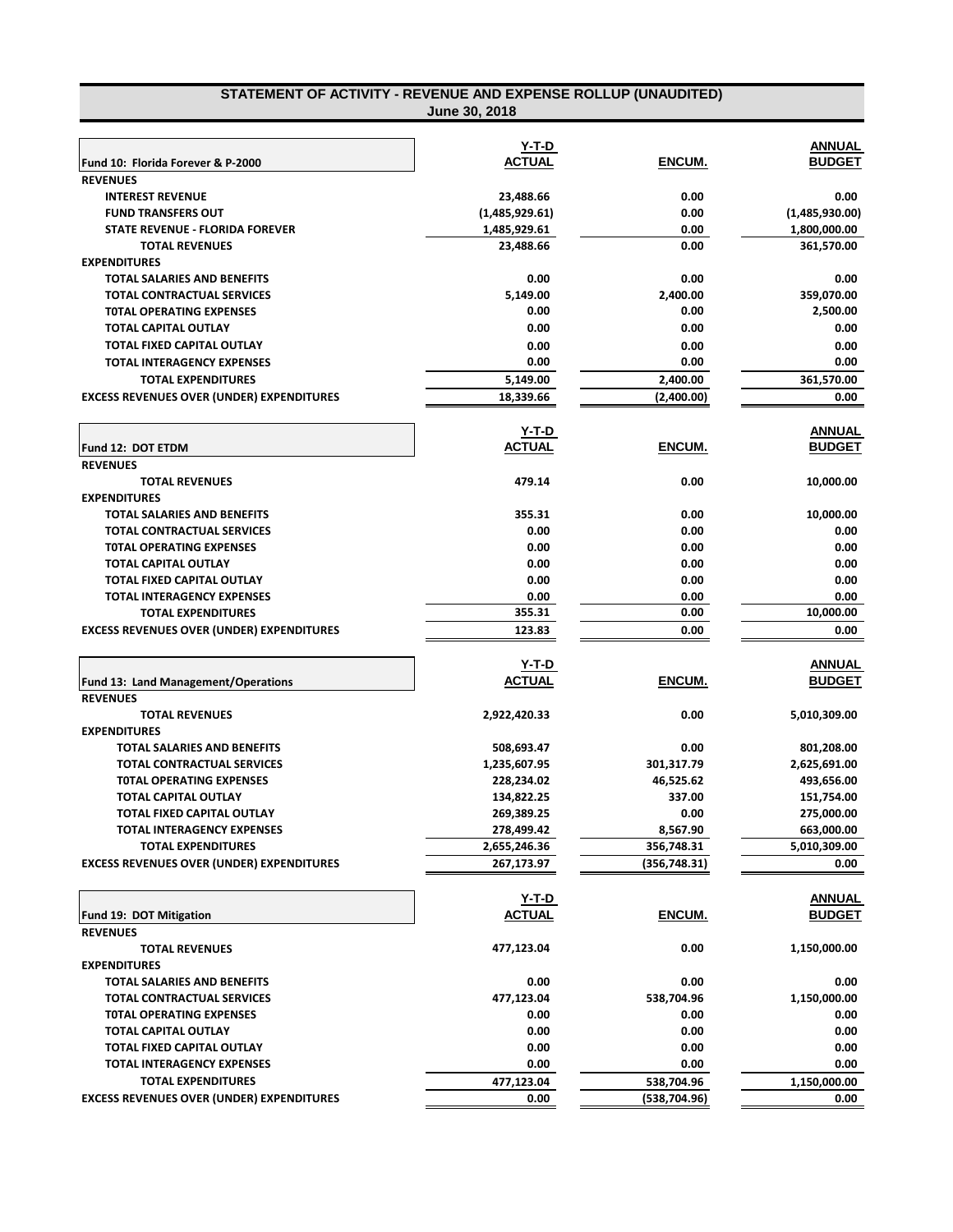## STATEMENT OF ACTIVITY - REVENUE AND EXPENSE ROLLUP (UNAUDITED)
**June 30, 2018**

| Fund 10: Florida Forever & P-2000 | Y-T-D ACTUAL | ENCUM. | ANNUAL BUDGET |
|---|---|---|---|
| **REVENUES** | | | |
| INTEREST REVENUE | 23,488.66 | 0.00 | 0.00 |
| FUND TRANSFERS OUT | (1,485,929.61) | 0.00 | (1,485,930.00) |
| STATE REVENUE - FLORIDA FOREVER | 1,485,929.61 | 0.00 | 1,800,000.00 |
| TOTAL REVENUES | 23,488.66 | 0.00 | 361,570.00 |
| **EXPENDITURES** | | | |
| TOTAL SALARIES AND BENEFITS | 0.00 | 0.00 | 0.00 |
| TOTAL CONTRACTUAL SERVICES | 5,149.00 | 2,400.00 | 359,070.00 |
| TOTAL OPERATING EXPENSES | 0.00 | 0.00 | 2,500.00 |
| TOTAL CAPITAL OUTLAY | 0.00 | 0.00 | 0.00 |
| TOTAL FIXED CAPITAL OUTLAY | 0.00 | 0.00 | 0.00 |
| TOTAL INTERAGENCY EXPENSES | 0.00 | 0.00 | 0.00 |
| TOTAL EXPENDITURES | 5,149.00 | 2,400.00 | 361,570.00 |
| EXCESS REVENUES OVER (UNDER) EXPENDITURES | 18,339.66 | (2,400.00) | 0.00 |

| Fund 12: DOT ETDM | Y-T-D ACTUAL | ENCUM. | ANNUAL BUDGET |
|---|---|---|---|
| **REVENUES** | | | |
| TOTAL REVENUES | 479.14 | 0.00 | 10,000.00 |
| **EXPENDITURES** | | | |
| TOTAL SALARIES AND BENEFITS | 355.31 | 0.00 | 10,000.00 |
| TOTAL CONTRACTUAL SERVICES | 0.00 | 0.00 | 0.00 |
| TOTAL OPERATING EXPENSES | 0.00 | 0.00 | 0.00 |
| TOTAL CAPITAL OUTLAY | 0.00 | 0.00 | 0.00 |
| TOTAL FIXED CAPITAL OUTLAY | 0.00 | 0.00 | 0.00 |
| TOTAL INTERAGENCY EXPENSES | 0.00 | 0.00 | 0.00 |
| TOTAL EXPENDITURES | 355.31 | 0.00 | 10,000.00 |
| EXCESS REVENUES OVER (UNDER) EXPENDITURES | 123.83 | 0.00 | 0.00 |

| Fund 13: Land Management/Operations | Y-T-D ACTUAL | ENCUM. | ANNUAL BUDGET |
|---|---|---|---|
| **REVENUES** | | | |
| TOTAL REVENUES | 2,922,420.33 | 0.00 | 5,010,309.00 |
| **EXPENDITURES** | | | |
| TOTAL SALARIES AND BENEFITS | 508,693.47 | 0.00 | 801,208.00 |
| TOTAL CONTRACTUAL SERVICES | 1,235,607.95 | 301,317.79 | 2,625,691.00 |
| TOTAL OPERATING EXPENSES | 228,234.02 | 46,525.62 | 493,656.00 |
| TOTAL CAPITAL OUTLAY | 134,822.25 | 337.00 | 151,754.00 |
| TOTAL FIXED CAPITAL OUTLAY | 269,389.25 | 0.00 | 275,000.00 |
| TOTAL INTERAGENCY EXPENSES | 278,499.42 | 8,567.90 | 663,000.00 |
| TOTAL EXPENDITURES | 2,655,246.36 | 356,748.31 | 5,010,309.00 |
| EXCESS REVENUES OVER (UNDER) EXPENDITURES | 267,173.97 | (356,748.31) | 0.00 |

| Fund 19: DOT Mitigation | Y-T-D ACTUAL | ENCUM. | ANNUAL BUDGET |
|---|---|---|---|
| **REVENUES** | | | |
| TOTAL REVENUES | 477,123.04 | 0.00 | 1,150,000.00 |
| **EXPENDITURES** | | | |
| TOTAL SALARIES AND BENEFITS | 0.00 | 0.00 | 0.00 |
| TOTAL CONTRACTUAL SERVICES | 477,123.04 | 538,704.96 | 1,150,000.00 |
| TOTAL OPERATING EXPENSES | 0.00 | 0.00 | 0.00 |
| TOTAL CAPITAL OUTLAY | 0.00 | 0.00 | 0.00 |
| TOTAL FIXED CAPITAL OUTLAY | 0.00 | 0.00 | 0.00 |
| TOTAL INTERAGENCY EXPENSES | 0.00 | 0.00 | 0.00 |
| TOTAL EXPENDITURES | 477,123.04 | 538,704.96 | 1,150,000.00 |
| EXCESS REVENUES OVER (UNDER) EXPENDITURES | 0.00 | (538,704.96) | 0.00 |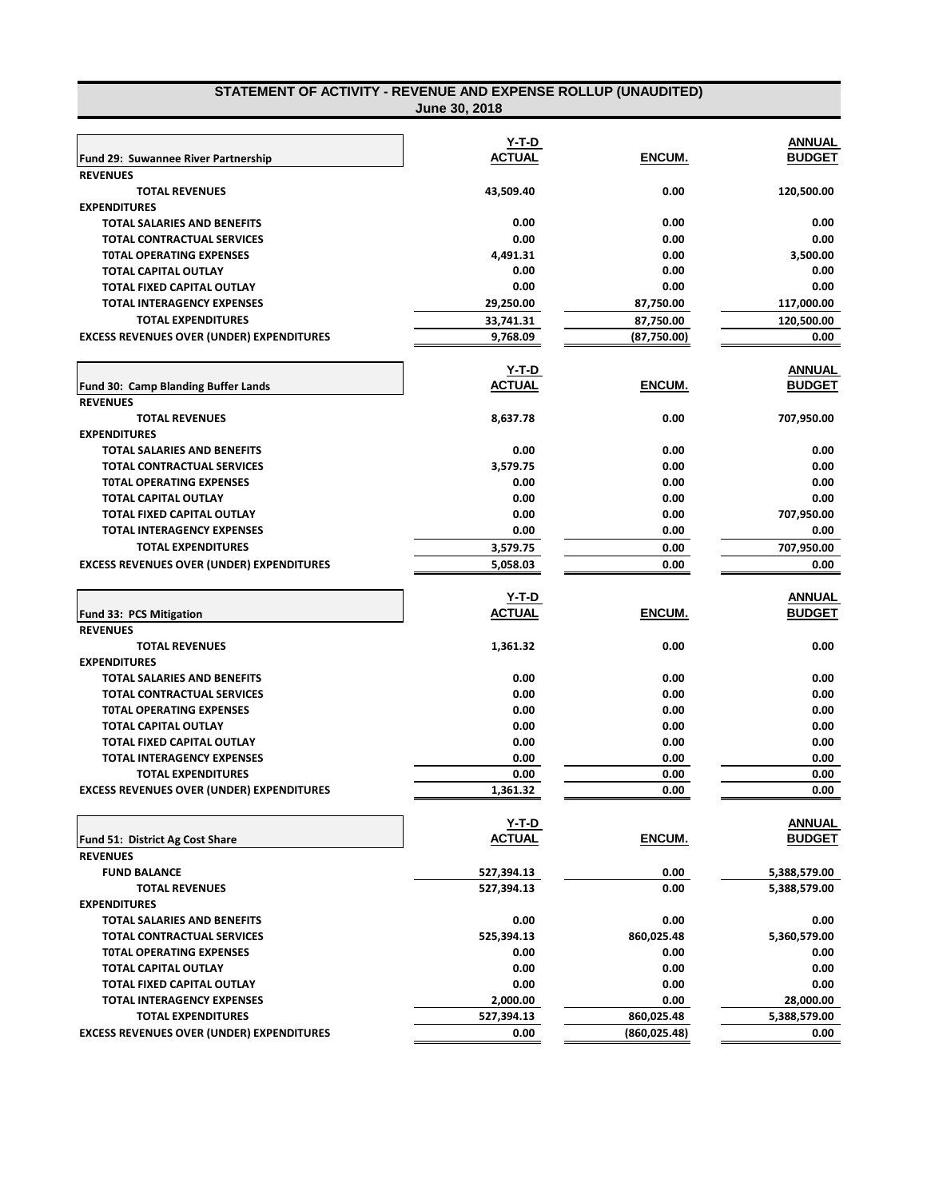# STATEMENT OF ACTIVITY - REVENUE AND EXPENSE ROLLUP (UNAUDITED)

**June 30, 2018**

| Fund 29: Suwannee River Partnership | Y-T-D ACTUAL | ENCUM. | ANNUAL BUDGET |
|---|---|---|---|
| **REVENUES** | | | |
| TOTAL REVENUES | 43,509.40 | 0.00 | 120,500.00 |
| **EXPENDITURES** | | | |
| TOTAL SALARIES AND BENEFITS | 0.00 | 0.00 | 0.00 |
| TOTAL CONTRACTUAL SERVICES | 0.00 | 0.00 | 0.00 |
| TOTAL OPERATING EXPENSES | 4,491.31 | 0.00 | 3,500.00 |
| TOTAL CAPITAL OUTLAY | 0.00 | 0.00 | 0.00 |
| TOTAL FIXED CAPITAL OUTLAY | 0.00 | 0.00 | 0.00 |
| TOTAL INTERAGENCY EXPENSES | 29,250.00 | 87,750.00 | 117,000.00 |
| TOTAL EXPENDITURES | 33,741.31 | 87,750.00 | 120,500.00 |
| EXCESS REVENUES OVER (UNDER) EXPENDITURES | 9,768.09 | (87,750.00) | 0.00 |

| Fund 30: Camp Blanding Buffer Lands | Y-T-D ACTUAL | ENCUM. | ANNUAL BUDGET |
|---|---|---|---|
| **REVENUES** | | | |
| TOTAL REVENUES | 8,637.78 | 0.00 | 707,950.00 |
| **EXPENDITURES** | | | |
| TOTAL SALARIES AND BENEFITS | 0.00 | 0.00 | 0.00 |
| TOTAL CONTRACTUAL SERVICES | 3,579.75 | 0.00 | 0.00 |
| TOTAL OPERATING EXPENSES | 0.00 | 0.00 | 0.00 |
| TOTAL CAPITAL OUTLAY | 0.00 | 0.00 | 0.00 |
| TOTAL FIXED CAPITAL OUTLAY | 0.00 | 0.00 | 707,950.00 |
| TOTAL INTERAGENCY EXPENSES | 0.00 | 0.00 | 0.00 |
| TOTAL EXPENDITURES | 3,579.75 | 0.00 | 707,950.00 |
| EXCESS REVENUES OVER (UNDER) EXPENDITURES | 5,058.03 | 0.00 | 0.00 |

| Fund 33: PCS Mitigation | Y-T-D ACTUAL | ENCUM. | ANNUAL BUDGET |
|---|---|---|---|
| **REVENUES** | | | |
| TOTAL REVENUES | 1,361.32 | 0.00 | 0.00 |
| **EXPENDITURES** | | | |
| TOTAL SALARIES AND BENEFITS | 0.00 | 0.00 | 0.00 |
| TOTAL CONTRACTUAL SERVICES | 0.00 | 0.00 | 0.00 |
| TOTAL OPERATING EXPENSES | 0.00 | 0.00 | 0.00 |
| TOTAL CAPITAL OUTLAY | 0.00 | 0.00 | 0.00 |
| TOTAL FIXED CAPITAL OUTLAY | 0.00 | 0.00 | 0.00 |
| TOTAL INTERAGENCY EXPENSES | 0.00 | 0.00 | 0.00 |
| TOTAL EXPENDITURES | 0.00 | 0.00 | 0.00 |
| EXCESS REVENUES OVER (UNDER) EXPENDITURES | 1,361.32 | 0.00 | 0.00 |

| Fund 51: District Ag Cost Share | Y-T-D ACTUAL | ENCUM. | ANNUAL BUDGET |
|---|---|---|---|
| **REVENUES** | | | |
| FUND BALANCE | 527,394.13 | 0.00 | 5,388,579.00 |
| TOTAL REVENUES | 527,394.13 | 0.00 | 5,388,579.00 |
| **EXPENDITURES** | | | |
| TOTAL SALARIES AND BENEFITS | 0.00 | 0.00 | 0.00 |
| TOTAL CONTRACTUAL SERVICES | 525,394.13 | 860,025.48 | 5,360,579.00 |
| TOTAL OPERATING EXPENSES | 0.00 | 0.00 | 0.00 |
| TOTAL CAPITAL OUTLAY | 0.00 | 0.00 | 0.00 |
| TOTAL FIXED CAPITAL OUTLAY | 0.00 | 0.00 | 0.00 |
| TOTAL INTERAGENCY EXPENSES | 2,000.00 | 0.00 | 28,000.00 |
| TOTAL EXPENDITURES | 527,394.13 | 860,025.48 | 5,388,579.00 |
| EXCESS REVENUES OVER (UNDER) EXPENDITURES | 0.00 | (860,025.48) | 0.00 |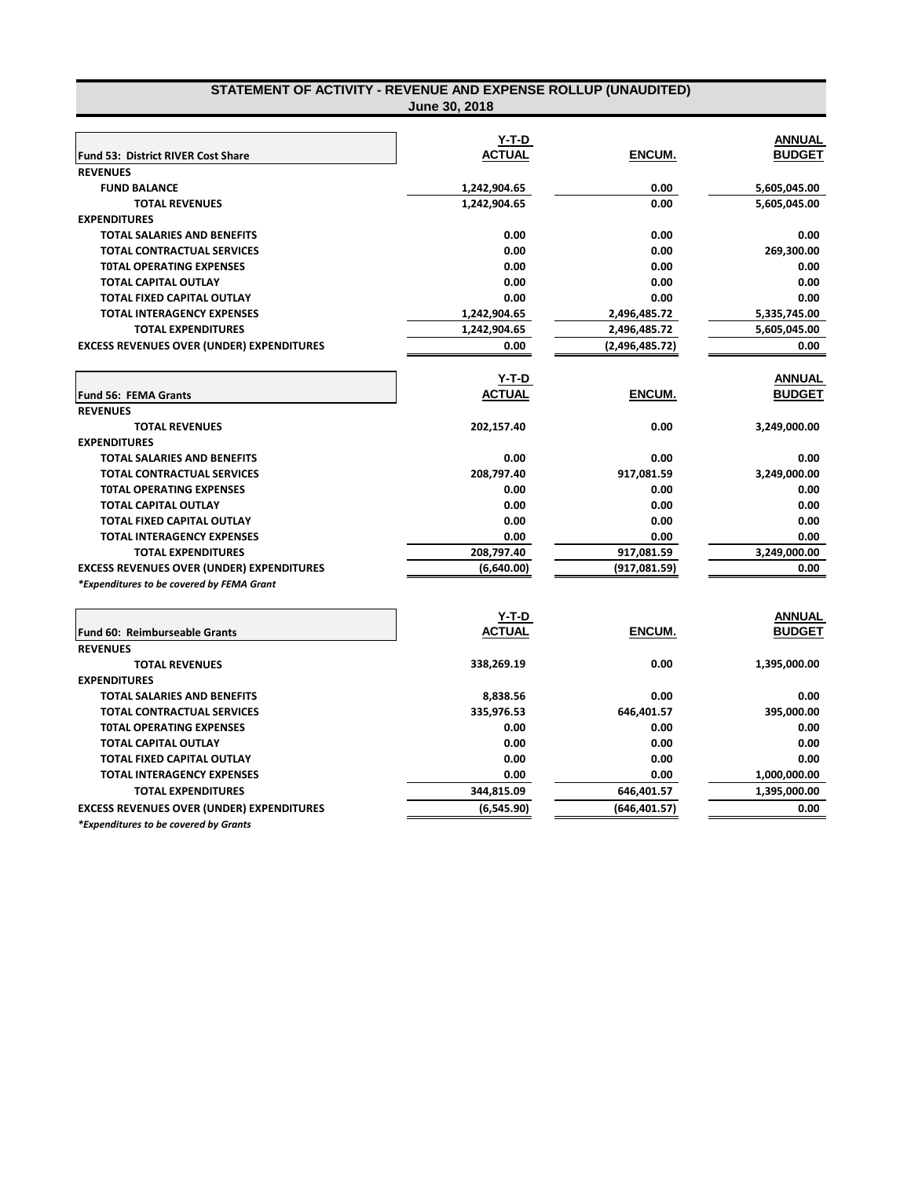## STATEMENT OF ACTIVITY - REVENUE AND EXPENSE ROLLUP (UNAUDITED)
**June 30, 2018**

| Fund 53: District RIVER Cost Share | Y-T-D ACTUAL | ENCUM. | ANNUAL BUDGET |
|---|---|---|---|
| **REVENUES** | | | |
| **FUND BALANCE** | 1,242,904.65 | 0.00 | 5,605,045.00 |
| **TOTAL REVENUES** | 1,242,904.65 | 0.00 | 5,605,045.00 |
| **EXPENDITURES** | | | |
| **TOTAL SALARIES AND BENEFITS** | 0.00 | 0.00 | 0.00 |
| **TOTAL CONTRACTUAL SERVICES** | 0.00 | 0.00 | 269,300.00 |
| **TOTAL OPERATING EXPENSES** | 0.00 | 0.00 | 0.00 |
| **TOTAL CAPITAL OUTLAY** | 0.00 | 0.00 | 0.00 |
| **TOTAL FIXED CAPITAL OUTLAY** | 0.00 | 0.00 | 0.00 |
| **TOTAL INTERAGENCY EXPENSES** | 1,242,904.65 | 2,496,485.72 | 5,335,745.00 |
| **TOTAL EXPENDITURES** | 1,242,904.65 | 2,496,485.72 | 5,605,045.00 |
| **EXCESS REVENUES OVER (UNDER) EXPENDITURES** | 0.00 | (2,496,485.72) | 0.00 |

| Fund 56: FEMA Grants | Y-T-D ACTUAL | ENCUM. | ANNUAL BUDGET |
|---|---|---|---|
| **REVENUES** | | | |
| **TOTAL REVENUES** | 202,157.40 | 0.00 | 3,249,000.00 |
| **EXPENDITURES** | | | |
| **TOTAL SALARIES AND BENEFITS** | 0.00 | 0.00 | 0.00 |
| **TOTAL CONTRACTUAL SERVICES** | 208,797.40 | 917,081.59 | 3,249,000.00 |
| **TOTAL OPERATING EXPENSES** | 0.00 | 0.00 | 0.00 |
| **TOTAL CAPITAL OUTLAY** | 0.00 | 0.00 | 0.00 |
| **TOTAL FIXED CAPITAL OUTLAY** | 0.00 | 0.00 | 0.00 |
| **TOTAL INTERAGENCY EXPENSES** | 0.00 | 0.00 | 0.00 |
| **TOTAL EXPENDITURES** | 208,797.40 | 917,081.59 | 3,249,000.00 |
| **EXCESS REVENUES OVER (UNDER) EXPENDITURES** | (6,640.00) | (917,081.59) | 0.00 |

***Expenditures to be covered by FEMA Grant**

| Fund 60: Reimburseable Grants | Y-T-D ACTUAL | ENCUM. | ANNUAL BUDGET |
|---|---|---|---|
| **REVENUES** | | | |
| **TOTAL REVENUES** | 338,269.19 | 0.00 | 1,395,000.00 |
| **EXPENDITURES** | | | |
| **TOTAL SALARIES AND BENEFITS** | 8,838.56 | 0.00 | 0.00 |
| **TOTAL CONTRACTUAL SERVICES** | 335,976.53 | 646,401.57 | 395,000.00 |
| **TOTAL OPERATING EXPENSES** | 0.00 | 0.00 | 0.00 |
| **TOTAL CAPITAL OUTLAY** | 0.00 | 0.00 | 0.00 |
| **TOTAL FIXED CAPITAL OUTLAY** | 0.00 | 0.00 | 0.00 |
| **TOTAL INTERAGENCY EXPENSES** | 0.00 | 0.00 | 1,000,000.00 |
| **TOTAL EXPENDITURES** | 344,815.09 | 646,401.57 | 1,395,000.00 |
| **EXCESS REVENUES OVER (UNDER) EXPENDITURES** | (6,545.90) | (646,401.57) | 0.00 |

***Expenditures to be covered by Grants**